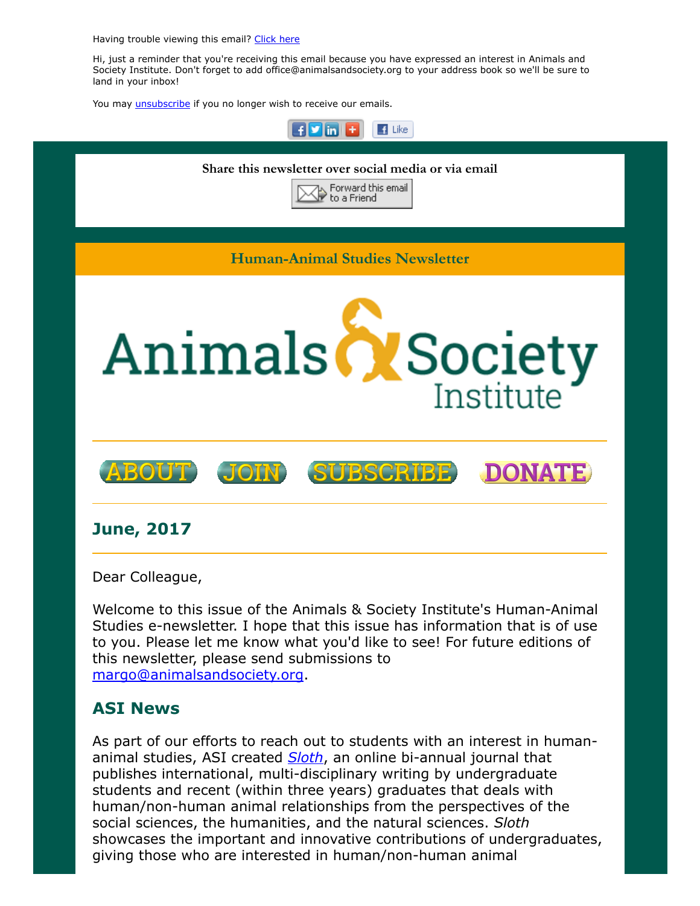Having trouble viewing this email? [Click here]

Hi, just a reminder that you're receiving this email because you have expressed an interest in Animals and Society Institute. Don't forget to add office@animalsandsociety.org to your address book so we'll be sure to land in your inbox!

You may [unsubscribe] if you no longer wish to receive our emails.

Share this newsletter over social media or via email

Forward this email to a Friend

**Human-Animal Studies Newsletter**

Animals & Society Institute

ABOUT JOIN SUBSCRIBE DONATE

## June, 2017

Dear Colleague,

Welcome to this issue of the Animals & Society Institute's Human-Animal Studies e-newsletter. I hope that this issue has information that is of use to you. Please let me know what you'd like to see! For future editions of this newsletter, please send submissions to margo@animalsandsociety.org.

## ASI News

As part of our efforts to reach out to students with an interest in human-animal studies, ASI created *Sloth*, an online bi-annual journal that publishes international, multi-disciplinary writing by undergraduate students and recent (within three years) graduates that deals with human/non-human animal relationships from the perspectives of the social sciences, the humanities, and the natural sciences. *Sloth* showcases the important and innovative contributions of undergraduates, giving those who are interested in human/non-human animal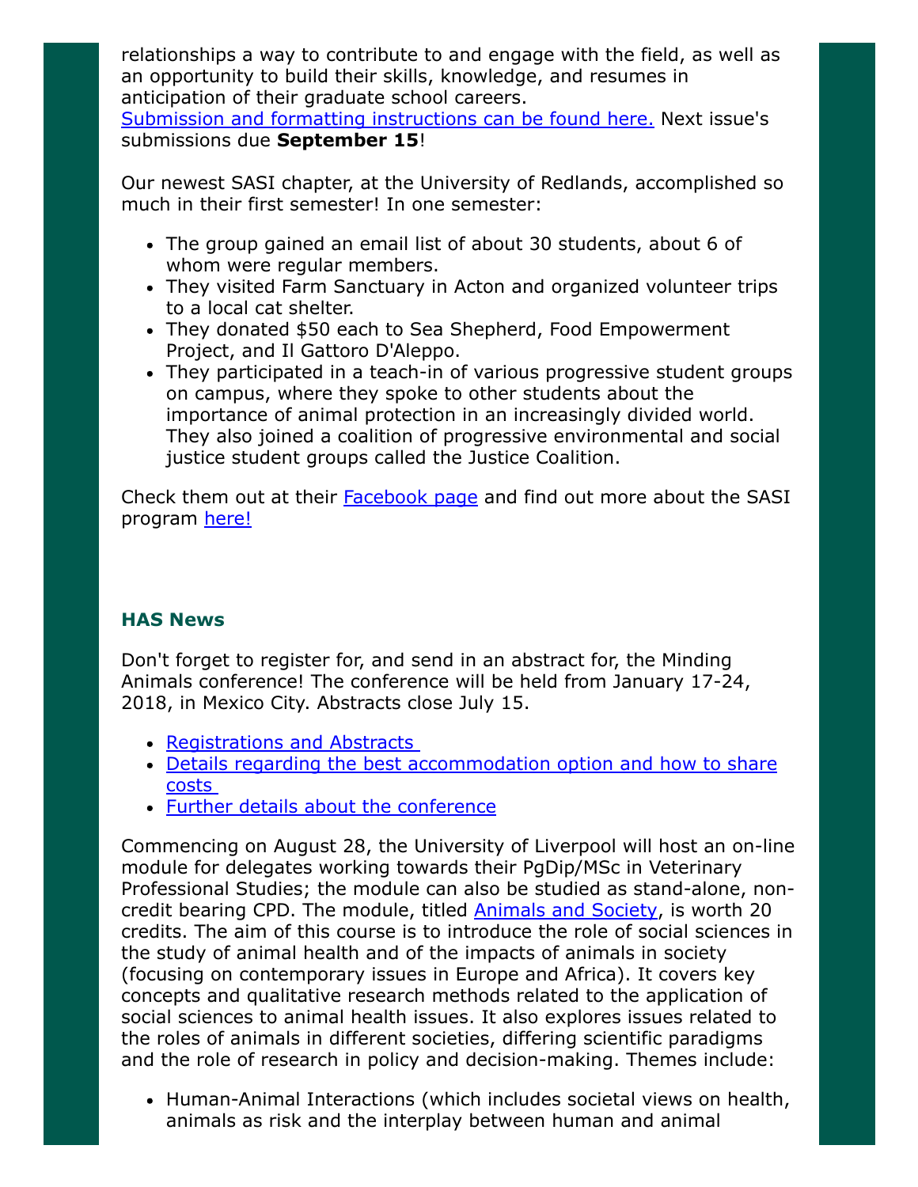relationships a way to contribute to and engage with the field, as well as an opportunity to build their skills, knowledge, and resumes in anticipation of their graduate school careers. [Submission and formatting instructions can be found here.] Next issue's submissions due **September 15**!

Our newest SASI chapter, at the University of Redlands, accomplished so much in their first semester! In one semester:

- The group gained an email list of about 30 students, about 6 of whom were regular members.
- They visited Farm Sanctuary in Acton and organized volunteer trips to a local cat shelter.
- They donated $50 each to Sea Shepherd, Food Empowerment Project, and Il Gattoro D'Aleppo.
- They participated in a teach-in of various progressive student groups on campus, where they spoke to other students about the importance of animal protection in an increasingly divided world. They also joined a coalition of progressive environmental and social justice student groups called the Justice Coalition.

Check them out at their Facebook page and find out more about the SASI program here!

### HAS News

Don't forget to register for, and send in an abstract for, the Minding Animals conference! The conference will be held from January 17-24, 2018, in Mexico City. Abstracts close July 15.

- Registrations and Abstracts
- Details regarding the best accommodation option and how to share costs
- Further details about the conference

Commencing on August 28, the University of Liverpool will host an on-line module for delegates working towards their PgDip/MSc in Veterinary Professional Studies; the module can also be studied as stand-alone, non-credit bearing CPD. The module, titled Animals and Society, is worth 20 credits. The aim of this course is to introduce the role of social sciences in the study of animal health and of the impacts of animals in society (focusing on contemporary issues in Europe and Africa). It covers key concepts and qualitative research methods related to the application of social sciences to animal health issues. It also explores issues related to the roles of animals in different societies, differing scientific paradigms and the role of research in policy and decision-making. Themes include:

- Human-Animal Interactions (which includes societal views on health, animals as risk and the interplay between human and animal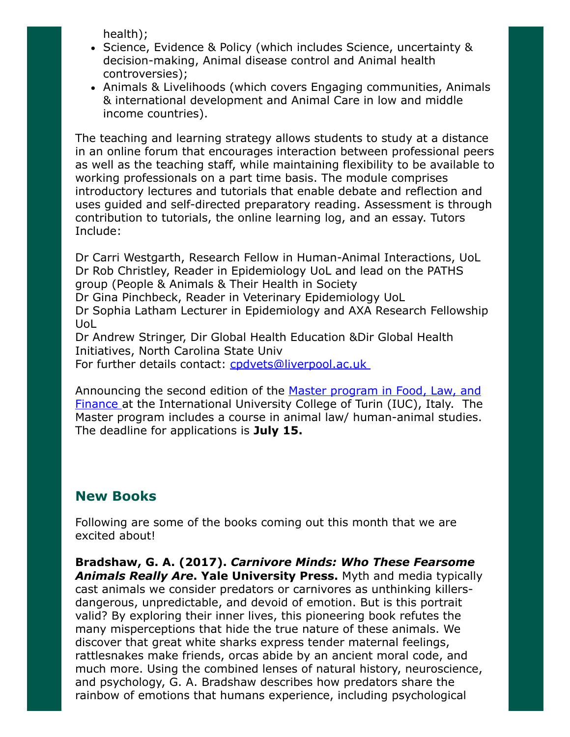health);

- Science, Evidence & Policy (which includes Science, uncertainty & decision-making, Animal disease control and Animal health controversies);
- Animals & Livelihoods (which covers Engaging communities, Animals & international development and Animal Care in low and middle income countries).

The teaching and learning strategy allows students to study at a distance in an online forum that encourages interaction between professional peers as well as the teaching staff, while maintaining flexibility to be available to working professionals on a part time basis. The module comprises introductory lectures and tutorials that enable debate and reflection and uses guided and self-directed preparatory reading. Assessment is through contribution to tutorials, the online learning log, and an essay. Tutors Include:

Dr Carri Westgarth, Research Fellow in Human-Animal Interactions, UoL
Dr Rob Christley, Reader in Epidemiology UoL and lead on the PATHS group (People & Animals & Their Health in Society
Dr Gina Pinchbeck, Reader in Veterinary Epidemiology UoL
Dr Sophia Latham Lecturer in Epidemiology and AXA Research Fellowship UoL
Dr Andrew Stringer, Dir Global Health Education &Dir Global Health Initiatives, North Carolina State Univ
For further details contact: cpdvets@liverpool.ac.uk

Announcing the second edition of the Master program in Food, Law, and Finance at the International University College of Turin (IUC), Italy. The Master program includes a course in animal law/ human-animal studies. The deadline for applications is **July 15.**

## New Books

Following are some of the books coming out this month that we are excited about!

**Bradshaw, G. A. (2017). *Carnivore Minds: Who These Fearsome Animals Really Are*. Yale University Press.** Myth and media typically cast animals we consider predators or carnivores as unthinking killers-dangerous, unpredictable, and devoid of emotion. But is this portrait valid? By exploring their inner lives, this pioneering book refutes the many misperceptions that hide the true nature of these animals. We discover that great white sharks express tender maternal feelings, rattlesnakes make friends, orcas abide by an ancient moral code, and much more. Using the combined lenses of natural history, neuroscience, and psychology, G. A. Bradshaw describes how predators share the rainbow of emotions that humans experience, including psychological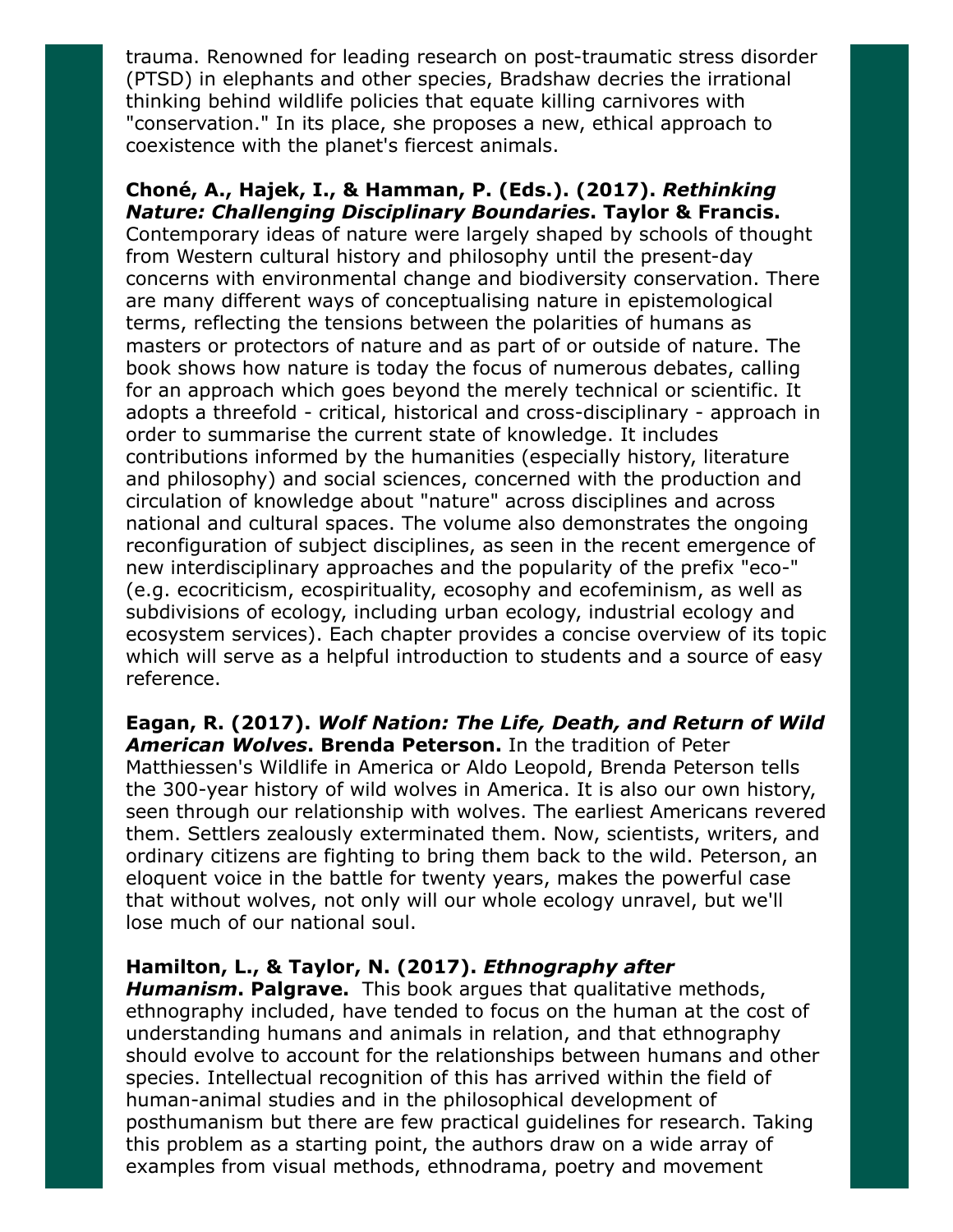trauma. Renowned for leading research on post-traumatic stress disorder (PTSD) in elephants and other species, Bradshaw decries the irrational thinking behind wildlife policies that equate killing carnivores with "conservation." In its place, she proposes a new, ethical approach to coexistence with the planet's fiercest animals.

**Choné, A., Hajek, I., & Hamman, P. (Eds.). (2017).** ***Rethinking Nature: Challenging Disciplinary Boundaries*****. Taylor & Francis.** Contemporary ideas of nature were largely shaped by schools of thought from Western cultural history and philosophy until the present-day concerns with environmental change and biodiversity conservation. There are many different ways of conceptualising nature in epistemological terms, reflecting the tensions between the polarities of humans as masters or protectors of nature and as part of or outside of nature. The book shows how nature is today the focus of numerous debates, calling for an approach which goes beyond the merely technical or scientific. It adopts a threefold - critical, historical and cross-disciplinary - approach in order to summarise the current state of knowledge. It includes contributions informed by the humanities (especially history, literature and philosophy) and social sciences, concerned with the production and circulation of knowledge about "nature" across disciplines and across national and cultural spaces. The volume also demonstrates the ongoing reconfiguration of subject disciplines, as seen in the recent emergence of new interdisciplinary approaches and the popularity of the prefix "eco-" (e.g. ecocriticism, ecospirituality, ecosophy and ecofeminism, as well as subdivisions of ecology, including urban ecology, industrial ecology and ecosystem services). Each chapter provides a concise overview of its topic which will serve as a helpful introduction to students and a source of easy reference.

**Eagan, R. (2017).** ***Wolf Nation: The Life, Death, and Return of Wild American Wolves*****. Brenda Peterson.** In the tradition of Peter Matthiessen's Wildlife in America or Aldo Leopold, Brenda Peterson tells the 300-year history of wild wolves in America. It is also our own history, seen through our relationship with wolves. The earliest Americans revered them. Settlers zealously exterminated them. Now, scientists, writers, and ordinary citizens are fighting to bring them back to the wild. Peterson, an eloquent voice in the battle for twenty years, makes the powerful case that without wolves, not only will our whole ecology unravel, but we'll lose much of our national soul.

**Hamilton, L., & Taylor, N. (2017).** ***Ethnography after Humanism*****. Palgrave.** This book argues that qualitative methods, ethnography included, have tended to focus on the human at the cost of understanding humans and animals in relation, and that ethnography should evolve to account for the relationships between humans and other species. Intellectual recognition of this has arrived within the field of human-animal studies and in the philosophical development of posthumanism but there are few practical guidelines for research. Taking this problem as a starting point, the authors draw on a wide array of examples from visual methods, ethnodrama, poetry and movement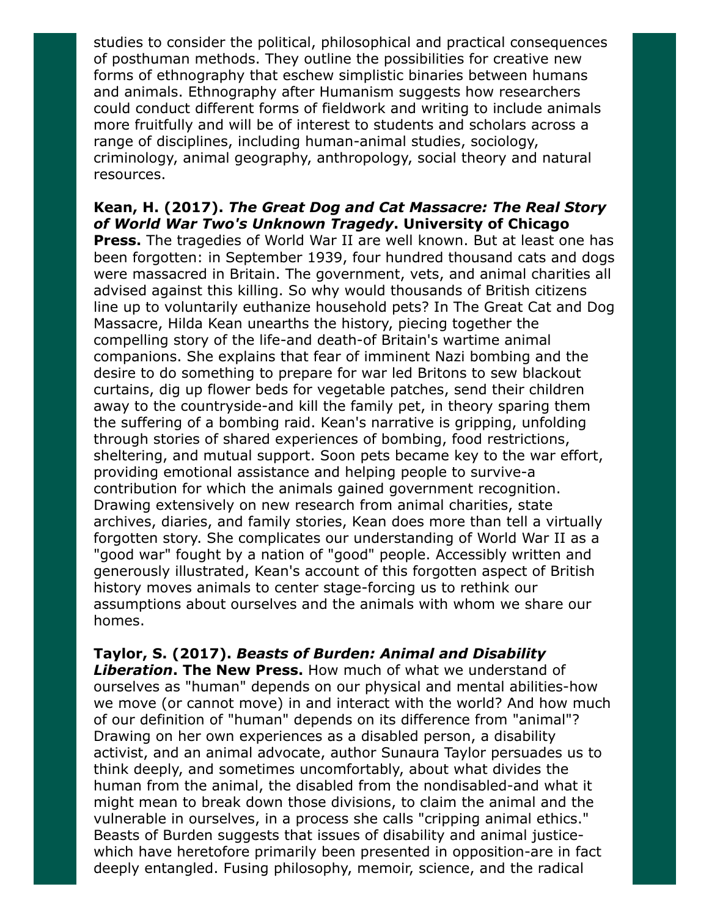studies to consider the political, philosophical and practical consequences of posthuman methods. They outline the possibilities for creative new forms of ethnography that eschew simplistic binaries between humans and animals. Ethnography after Humanism suggests how researchers could conduct different forms of fieldwork and writing to include animals more fruitfully and will be of interest to students and scholars across a range of disciplines, including human-animal studies, sociology, criminology, animal geography, anthropology, social theory and natural resources.

**Kean, H. (2017). *The Great Dog and Cat Massacre: The Real Story of World War Two's Unknown Tragedy*. University of Chicago Press.** The tragedies of World War II are well known. But at least one has been forgotten: in September 1939, four hundred thousand cats and dogs were massacred in Britain. The government, vets, and animal charities all advised against this killing. So why would thousands of British citizens line up to voluntarily euthanize household pets? In The Great Cat and Dog Massacre, Hilda Kean unearths the history, piecing together the compelling story of the life-and death-of Britain's wartime animal companions. She explains that fear of imminent Nazi bombing and the desire to do something to prepare for war led Britons to sew blackout curtains, dig up flower beds for vegetable patches, send their children away to the countryside-and kill the family pet, in theory sparing them the suffering of a bombing raid. Kean's narrative is gripping, unfolding through stories of shared experiences of bombing, food restrictions, sheltering, and mutual support. Soon pets became key to the war effort, providing emotional assistance and helping people to survive-a contribution for which the animals gained government recognition. Drawing extensively on new research from animal charities, state archives, diaries, and family stories, Kean does more than tell a virtually forgotten story. She complicates our understanding of World War II as a "good war" fought by a nation of "good" people. Accessibly written and generously illustrated, Kean's account of this forgotten aspect of British history moves animals to center stage-forcing us to rethink our assumptions about ourselves and the animals with whom we share our homes.

**Taylor, S. (2017). *Beasts of Burden: Animal and Disability Liberation*. The New Press.** How much of what we understand of ourselves as "human" depends on our physical and mental abilities-how we move (or cannot move) in and interact with the world? And how much of our definition of "human" depends on its difference from "animal"? Drawing on her own experiences as a disabled person, a disability activist, and an animal advocate, author Sunaura Taylor persuades us to think deeply, and sometimes uncomfortably, about what divides the human from the animal, the disabled from the nondisabled-and what it might mean to break down those divisions, to claim the animal and the vulnerable in ourselves, in a process she calls "cripping animal ethics." Beasts of Burden suggests that issues of disability and animal justice-which have heretofore primarily been presented in opposition-are in fact deeply entangled. Fusing philosophy, memoir, science, and the radical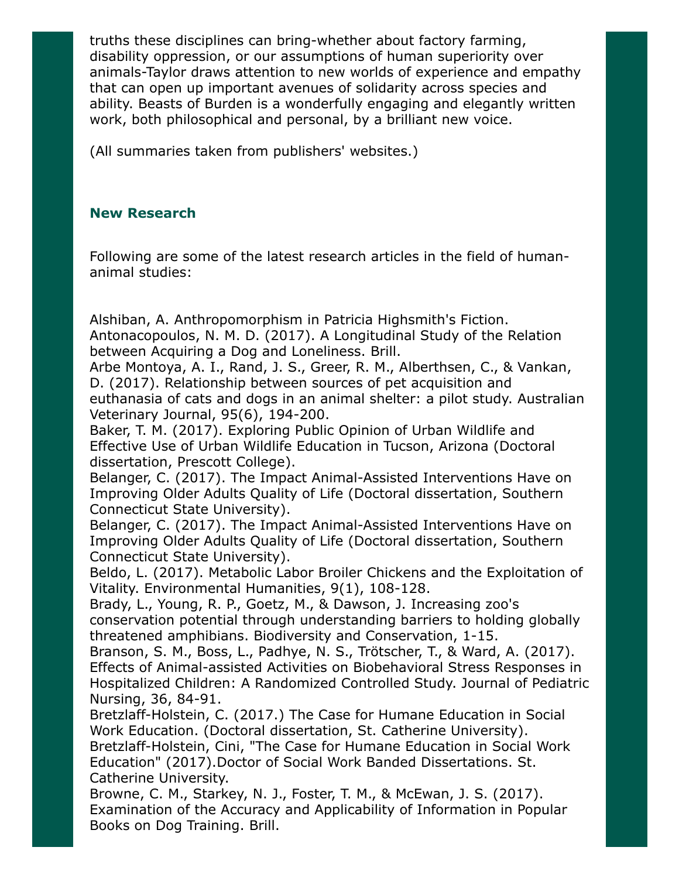truths these disciplines can bring-whether about factory farming, disability oppression, or our assumptions of human superiority over animals-Taylor draws attention to new worlds of experience and empathy that can open up important avenues of solidarity across species and ability. Beasts of Burden is a wonderfully engaging and elegantly written work, both philosophical and personal, by a brilliant new voice.

(All summaries taken from publishers' websites.)

### New Research

Following are some of the latest research articles in the field of human-animal studies:

Alshiban, A. Anthropomorphism in Patricia Highsmith's Fiction.
Antonacopoulos, N. M. D. (2017). A Longitudinal Study of the Relation between Acquiring a Dog and Loneliness. Brill.
Arbe Montoya, A. I., Rand, J. S., Greer, R. M., Alberthsen, C., & Vankan, D. (2017). Relationship between sources of pet acquisition and euthanasia of cats and dogs in an animal shelter: a pilot study. Australian Veterinary Journal, 95(6), 194-200.
Baker, T. M. (2017). Exploring Public Opinion of Urban Wildlife and Effective Use of Urban Wildlife Education in Tucson, Arizona (Doctoral dissertation, Prescott College).
Belanger, C. (2017). The Impact Animal-Assisted Interventions Have on Improving Older Adults Quality of Life (Doctoral dissertation, Southern Connecticut State University).
Belanger, C. (2017). The Impact Animal-Assisted Interventions Have on Improving Older Adults Quality of Life (Doctoral dissertation, Southern Connecticut State University).
Beldo, L. (2017). Metabolic Labor Broiler Chickens and the Exploitation of Vitality. Environmental Humanities, 9(1), 108-128.
Brady, L., Young, R. P., Goetz, M., & Dawson, J. Increasing zoo's conservation potential through understanding barriers to holding globally threatened amphibians. Biodiversity and Conservation, 1-15.
Branson, S. M., Boss, L., Padhye, N. S., Trötscher, T., & Ward, A. (2017). Effects of Animal-assisted Activities on Biobehavioral Stress Responses in Hospitalized Children: A Randomized Controlled Study. Journal of Pediatric Nursing, 36, 84-91.
Bretzlaff-Holstein, C. (2017.) The Case for Humane Education in Social Work Education. (Doctoral dissertation, St. Catherine University).
Bretzlaff-Holstein, Cini, "The Case for Humane Education in Social Work Education" (2017).Doctor of Social Work Banded Dissertations. St. Catherine University.
Browne, C. M., Starkey, N. J., Foster, T. M., & McEwan, J. S. (2017). Examination of the Accuracy and Applicability of Information in Popular Books on Dog Training. Brill.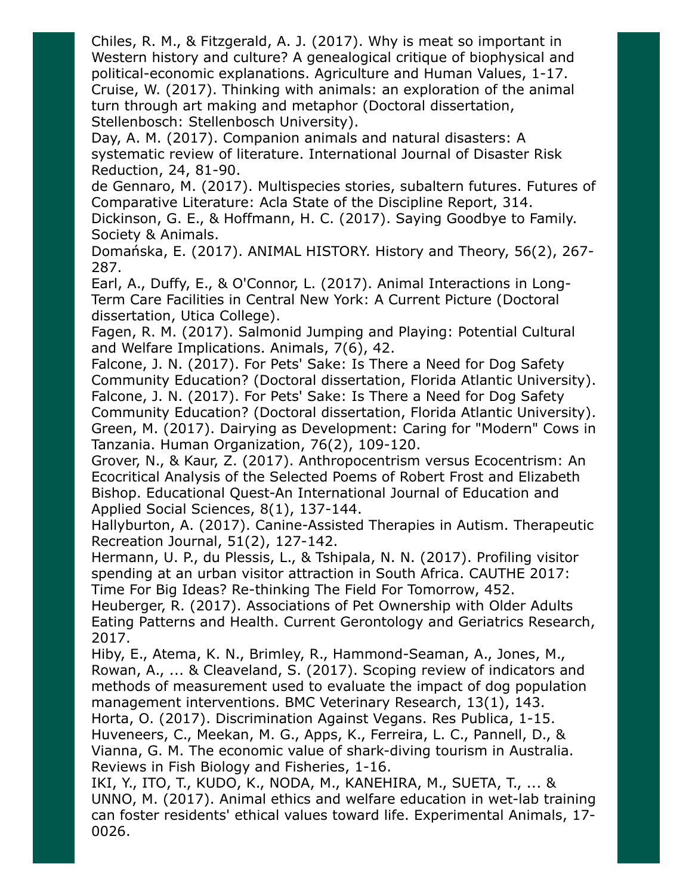Chiles, R. M., & Fitzgerald, A. J. (2017). Why is meat so important in Western history and culture? A genealogical critique of biophysical and political-economic explanations. Agriculture and Human Values, 1-17.

Cruise, W. (2017). Thinking with animals: an exploration of the animal turn through art making and metaphor (Doctoral dissertation, Stellenbosch: Stellenbosch University).

Day, A. M. (2017). Companion animals and natural disasters: A systematic review of literature. International Journal of Disaster Risk Reduction, 24, 81-90.

de Gennaro, M. (2017). Multispecies stories, subaltern futures. Futures of Comparative Literature: Acla State of the Discipline Report, 314.

Dickinson, G. E., & Hoffmann, H. C. (2017). Saying Goodbye to Family. Society & Animals.

Domańska, E. (2017). ANIMAL HISTORY. History and Theory, 56(2), 267-287.

Earl, A., Duffy, E., & O'Connor, L. (2017). Animal Interactions in Long-Term Care Facilities in Central New York: A Current Picture (Doctoral dissertation, Utica College).

Fagen, R. M. (2017). Salmonid Jumping and Playing: Potential Cultural and Welfare Implications. Animals, 7(6), 42.

Falcone, J. N. (2017). For Pets' Sake: Is There a Need for Dog Safety Community Education? (Doctoral dissertation, Florida Atlantic University).

Falcone, J. N. (2017). For Pets' Sake: Is There a Need for Dog Safety Community Education? (Doctoral dissertation, Florida Atlantic University).

Green, M. (2017). Dairying as Development: Caring for "Modern" Cows in Tanzania. Human Organization, 76(2), 109-120.

Grover, N., & Kaur, Z. (2017). Anthropocentrism versus Ecocentrism: An Ecocritical Analysis of the Selected Poems of Robert Frost and Elizabeth Bishop. Educational Quest-An International Journal of Education and Applied Social Sciences, 8(1), 137-144.

Hallyburton, A. (2017). Canine-Assisted Therapies in Autism. Therapeutic Recreation Journal, 51(2), 127-142.

Hermann, U. P., du Plessis, L., & Tshipala, N. N. (2017). Profiling visitor spending at an urban visitor attraction in South Africa. CAUTHE 2017: Time For Big Ideas? Re-thinking The Field For Tomorrow, 452.

Heuberger, R. (2017). Associations of Pet Ownership with Older Adults Eating Patterns and Health. Current Gerontology and Geriatrics Research, 2017.

Hiby, E., Atema, K. N., Brimley, R., Hammond-Seaman, A., Jones, M., Rowan, A., ... & Cleaveland, S. (2017). Scoping review of indicators and methods of measurement used to evaluate the impact of dog population management interventions. BMC Veterinary Research, 13(1), 143.

Horta, O. (2017). Discrimination Against Vegans. Res Publica, 1-15.

Huveneers, C., Meekan, M. G., Apps, K., Ferreira, L. C., Pannell, D., & Vianna, G. M. The economic value of shark-diving tourism in Australia. Reviews in Fish Biology and Fisheries, 1-16.

IKI, Y., ITO, T., KUDO, K., NODA, M., KANEHIRA, M., SUETA, T., ... & UNNO, M. (2017). Animal ethics and welfare education in wet-lab training can foster residents' ethical values toward life. Experimental Animals, 17-0026.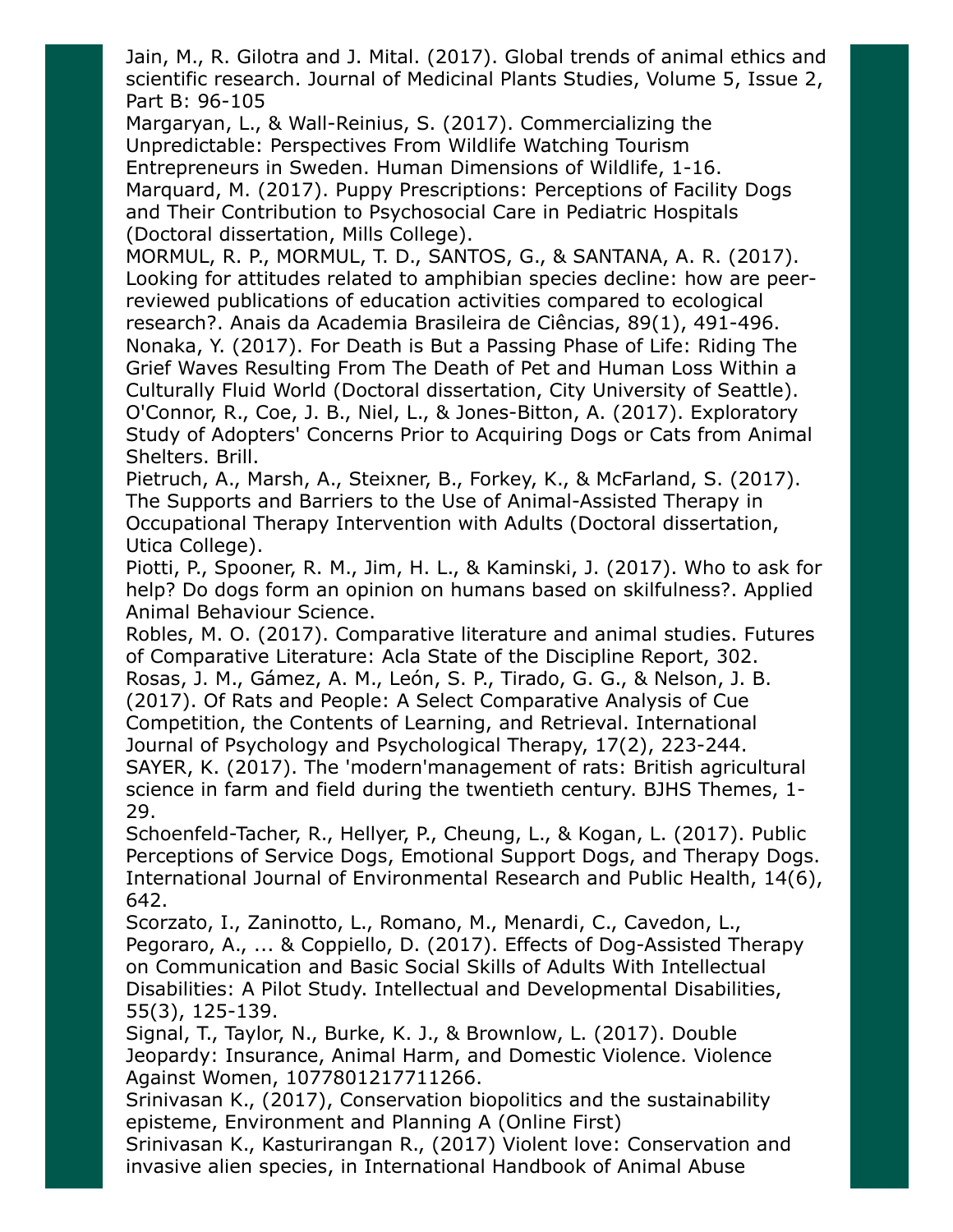Jain, M., R. Gilotra and J. Mital. (2017). Global trends of animal ethics and scientific research. Journal of Medicinal Plants Studies, Volume 5, Issue 2, Part B: 96-105

Margaryan, L., & Wall-Reinius, S. (2017). Commercializing the Unpredictable: Perspectives From Wildlife Watching Tourism Entrepreneurs in Sweden. Human Dimensions of Wildlife, 1-16.

Marquard, M. (2017). Puppy Prescriptions: Perceptions of Facility Dogs and Their Contribution to Psychosocial Care in Pediatric Hospitals (Doctoral dissertation, Mills College).

MORMUL, R. P., MORMUL, T. D., SANTOS, G., & SANTANA, A. R. (2017). Looking for attitudes related to amphibian species decline: how are peer-reviewed publications of education activities compared to ecological research?. Anais da Academia Brasileira de Ciências, 89(1), 491-496.

Nonaka, Y. (2017). For Death is But a Passing Phase of Life: Riding The Grief Waves Resulting From The Death of Pet and Human Loss Within a Culturally Fluid World (Doctoral dissertation, City University of Seattle).

O'Connor, R., Coe, J. B., Niel, L., & Jones-Bitton, A. (2017). Exploratory Study of Adopters' Concerns Prior to Acquiring Dogs or Cats from Animal Shelters. Brill.

Pietruch, A., Marsh, A., Steixner, B., Forkey, K., & McFarland, S. (2017). The Supports and Barriers to the Use of Animal-Assisted Therapy in Occupational Therapy Intervention with Adults (Doctoral dissertation, Utica College).

Piotti, P., Spooner, R. M., Jim, H. L., & Kaminski, J. (2017). Who to ask for help? Do dogs form an opinion on humans based on skilfulness?. Applied Animal Behaviour Science.

Robles, M. O. (2017). Comparative literature and animal studies. Futures of Comparative Literature: Acla State of the Discipline Report, 302.

Rosas, J. M., Gámez, A. M., León, S. P., Tirado, G. G., & Nelson, J. B. (2017). Of Rats and People: A Select Comparative Analysis of Cue Competition, the Contents of Learning, and Retrieval. International Journal of Psychology and Psychological Therapy, 17(2), 223-244.

SAYER, K. (2017). The 'modern'management of rats: British agricultural science in farm and field during the twentieth century. BJHS Themes, 1-29.

Schoenfeld-Tacher, R., Hellyer, P., Cheung, L., & Kogan, L. (2017). Public Perceptions of Service Dogs, Emotional Support Dogs, and Therapy Dogs. International Journal of Environmental Research and Public Health, 14(6), 642.

Scorzato, I., Zaninotto, L., Romano, M., Menardi, C., Cavedon, L., Pegoraro, A., ... & Coppiello, D. (2017). Effects of Dog-Assisted Therapy on Communication and Basic Social Skills of Adults With Intellectual Disabilities: A Pilot Study. Intellectual and Developmental Disabilities, 55(3), 125-139.

Signal, T., Taylor, N., Burke, K. J., & Brownlow, L. (2017). Double Jeopardy: Insurance, Animal Harm, and Domestic Violence. Violence Against Women, 1077801217711266.

Srinivasan K., (2017), Conservation biopolitics and the sustainability episteme, Environment and Planning A (Online First)

Srinivasan K., Kasturirangan R., (2017) Violent love: Conservation and invasive alien species, in International Handbook of Animal Abuse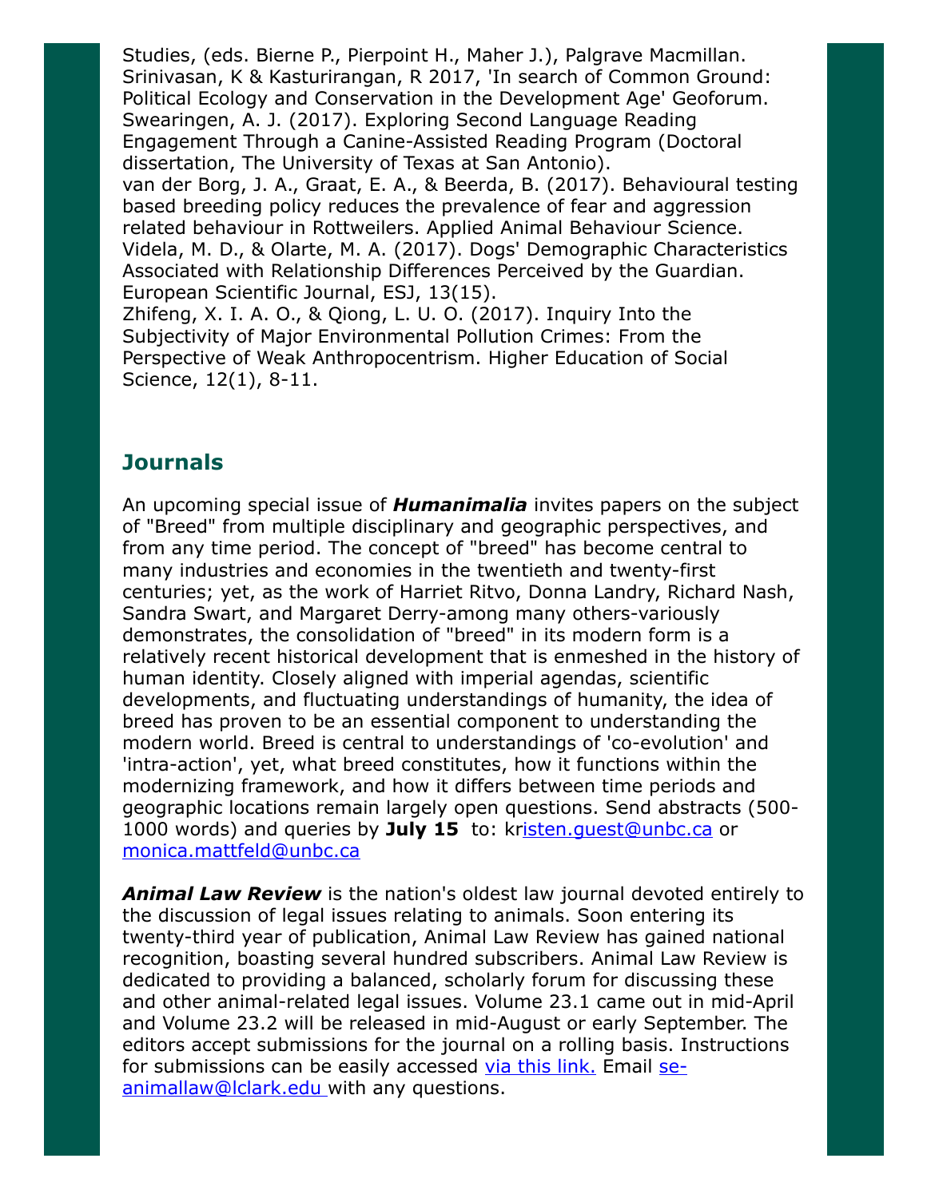Studies, (eds. Bierne P., Pierpoint H., Maher J.), Palgrave Macmillan.
Srinivasan, K & Kasturirangan, R 2017, 'In search of Common Ground: Political Ecology and Conservation in the Development Age' Geoforum.
Swearingen, A. J. (2017). Exploring Second Language Reading Engagement Through a Canine-Assisted Reading Program (Doctoral dissertation, The University of Texas at San Antonio).
van der Borg, J. A., Graat, E. A., & Beerda, B. (2017). Behavioural testing based breeding policy reduces the prevalence of fear and aggression related behaviour in Rottweilers. Applied Animal Behaviour Science.
Videla, M. D., & Olarte, M. A. (2017). Dogs' Demographic Characteristics Associated with Relationship Differences Perceived by the Guardian. European Scientific Journal, ESJ, 13(15).
Zhifeng, X. I. A. O., & Qiong, L. U. O. (2017). Inquiry Into the Subjectivity of Major Environmental Pollution Crimes: From the Perspective of Weak Anthropocentrism. Higher Education of Social Science, 12(1), 8-11.

## Journals

An upcoming special issue of ***Humanimalia*** invites papers on the subject of "Breed" from multiple disciplinary and geographic perspectives, and from any time period. The concept of "breed" has become central to many industries and economies in the twentieth and twenty-first centuries; yet, as the work of Harriet Ritvo, Donna Landry, Richard Nash, Sandra Swart, and Margaret Derry-among many others-variously demonstrates, the consolidation of "breed" in its modern form is a relatively recent historical development that is enmeshed in the history of human identity. Closely aligned with imperial agendas, scientific developments, and fluctuating understandings of humanity, the idea of breed has proven to be an essential component to understanding the modern world. Breed is central to understandings of 'co-evolution' and 'intra-action', yet, what breed constitutes, how it functions within the modernizing framework, and how it differs between time periods and geographic locations remain largely open questions. Send abstracts (500-1000 words) and queries by **July 15** to: kristen.guest@unbc.ca or monica.mattfeld@unbc.ca

***Animal Law Review*** is the nation's oldest law journal devoted entirely to the discussion of legal issues relating to animals. Soon entering its twenty-third year of publication, Animal Law Review has gained national recognition, boasting several hundred subscribers. Animal Law Review is dedicated to providing a balanced, scholarly forum for discussing these and other animal-related legal issues. Volume 23.1 came out in mid-April and Volume 23.2 will be released in mid-August or early September. The editors accept submissions for the journal on a rolling basis. Instructions for submissions can be easily accessed via this link. Email se-animallaw@lclark.edu with any questions.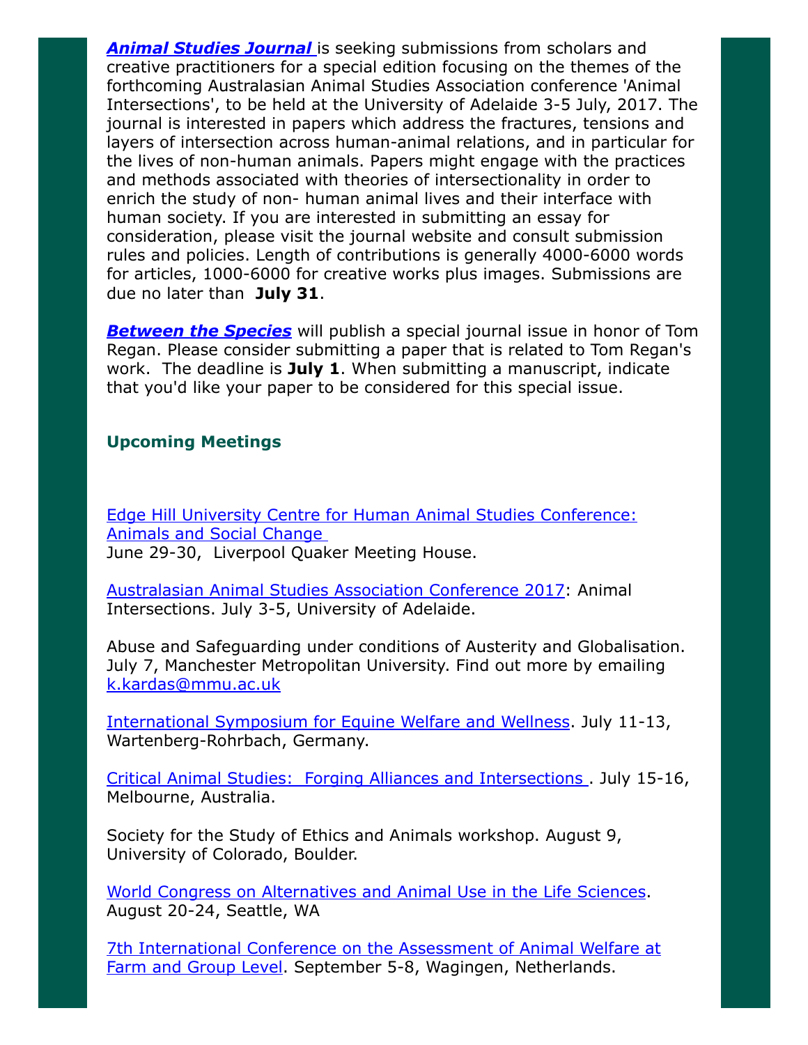***Animal Studies Journal*** is seeking submissions from scholars and creative practitioners for a special edition focusing on the themes of the forthcoming Australasian Animal Studies Association conference 'Animal Intersections', to be held at the University of Adelaide 3-5 July, 2017. The journal is interested in papers which address the fractures, tensions and layers of intersection across human-animal relations, and in particular for the lives of non-human animals. Papers might engage with the practices and methods associated with theories of intersectionality in order to enrich the study of non- human animal lives and their interface with human society. If you are interested in submitting an essay for consideration, please visit the journal website and consult submission rules and policies. Length of contributions is generally 4000-6000 words for articles, 1000-6000 for creative works plus images. Submissions are due no later than **July 31**.

***Between the Species*** will publish a special journal issue in honor of Tom Regan. Please consider submitting a paper that is related to Tom Regan's work. The deadline is **July 1**. When submitting a manuscript, indicate that you'd like your paper to be considered for this special issue.

### Upcoming Meetings

Edge Hill University Centre for Human Animal Studies Conference: Animals and Social Change
June 29-30, Liverpool Quaker Meeting House.

Australasian Animal Studies Association Conference 2017: Animal Intersections. July 3-5, University of Adelaide.

Abuse and Safeguarding under conditions of Austerity and Globalisation. July 7, Manchester Metropolitan University. Find out more by emailing k.kardas@mmu.ac.uk

International Symposium for Equine Welfare and Wellness. July 11-13, Wartenberg-Rohrbach, Germany.

Critical Animal Studies: Forging Alliances and Intersections. July 15-16, Melbourne, Australia.

Society for the Study of Ethics and Animals workshop. August 9, University of Colorado, Boulder.

World Congress on Alternatives and Animal Use in the Life Sciences. August 20-24, Seattle, WA

7th International Conference on the Assessment of Animal Welfare at Farm and Group Level. September 5-8, Wagingen, Netherlands.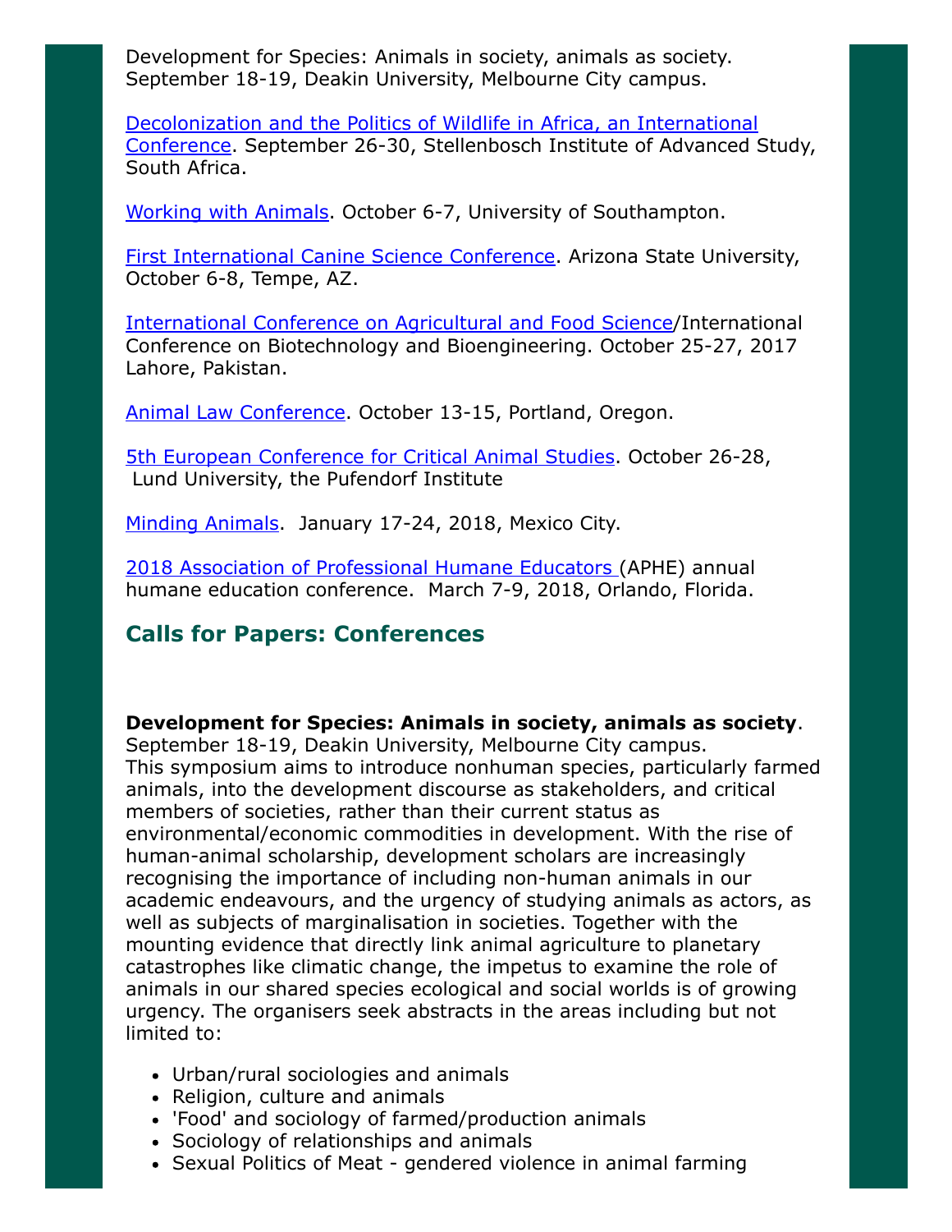Development for Species: Animals in society, animals as society. September 18-19, Deakin University, Melbourne City campus.

Decolonization and the Politics of Wildlife in Africa, an International Conference. September 26-30, Stellenbosch Institute of Advanced Study, South Africa.

Working with Animals. October 6-7, University of Southampton.

First International Canine Science Conference. Arizona State University, October 6-8, Tempe, AZ.

International Conference on Agricultural and Food Science/International Conference on Biotechnology and Bioengineering. October 25-27, 2017 Lahore, Pakistan.

Animal Law Conference. October 13-15, Portland, Oregon.

5th European Conference for Critical Animal Studies. October 26-28, Lund University, the Pufendorf Institute

Minding Animals. January 17-24, 2018, Mexico City.

2018 Association of Professional Humane Educators (APHE) annual humane education conference. March 7-9, 2018, Orlando, Florida.

## Calls for Papers: Conferences

**Development for Species: Animals in society, animals as society**. September 18-19, Deakin University, Melbourne City campus. This symposium aims to introduce nonhuman species, particularly farmed animals, into the development discourse as stakeholders, and critical members of societies, rather than their current status as environmental/economic commodities in development. With the rise of human-animal scholarship, development scholars are increasingly recognising the importance of including non-human animals in our academic endeavours, and the urgency of studying animals as actors, as well as subjects of marginalisation in societies. Together with the mounting evidence that directly link animal agriculture to planetary catastrophes like climatic change, the impetus to examine the role of animals in our shared species ecological and social worlds is of growing urgency. The organisers seek abstracts in the areas including but not limited to:

- Urban/rural sociologies and animals
- Religion, culture and animals
- 'Food' and sociology of farmed/production animals
- Sociology of relationships and animals
- Sexual Politics of Meat - gendered violence in animal farming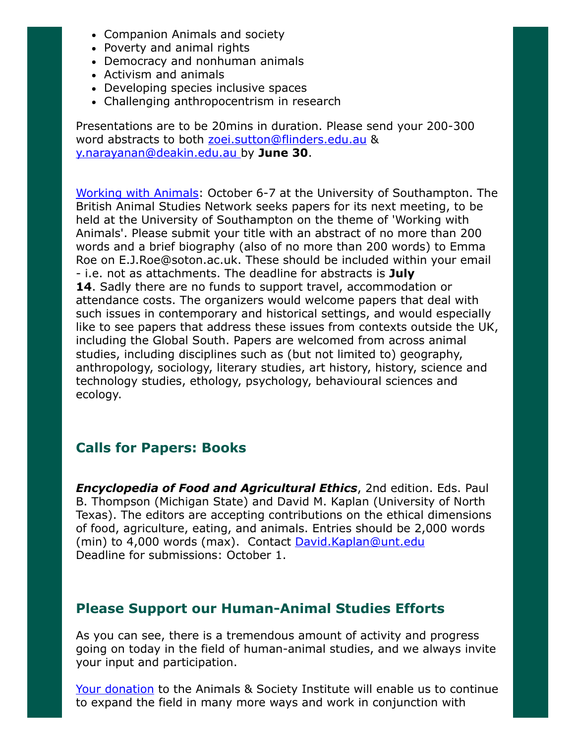- Companion Animals and society
- Poverty and animal rights
- Democracy and nonhuman animals
- Activism and animals
- Developing species inclusive spaces
- Challenging anthropocentrism in research

Presentations are to be 20mins in duration. Please send your 200-300 word abstracts to both zoei.sutton@flinders.edu.au & y.narayanan@deakin.edu.au by **June 30**.

Working with Animals: October 6-7 at the University of Southampton. The British Animal Studies Network seeks papers for its next meeting, to be held at the University of Southampton on the theme of 'Working with Animals'. Please submit your title with an abstract of no more than 200 words and a brief biography (also of no more than 200 words) to Emma Roe on E.J.Roe@soton.ac.uk. These should be included within your email - i.e. not as attachments. The deadline for abstracts is **July 14**. Sadly there are no funds to support travel, accommodation or attendance costs. The organizers would welcome papers that deal with such issues in contemporary and historical settings, and would especially like to see papers that address these issues from contexts outside the UK, including the Global South. Papers are welcomed from across animal studies, including disciplines such as (but not limited to) geography, anthropology, sociology, literary studies, art history, history, science and technology studies, ethology, psychology, behavioural sciences and ecology.

## Calls for Papers: Books

***Encyclopedia of Food and Agricultural Ethics***, 2nd edition. Eds. Paul B. Thompson (Michigan State) and David M. Kaplan (University of North Texas). The editors are accepting contributions on the ethical dimensions of food, agriculture, eating, and animals. Entries should be 2,000 words (min) to 4,000 words (max). Contact David.Kaplan@unt.edu
Deadline for submissions: October 1.

## Please Support our Human-Animal Studies Efforts

As you can see, there is a tremendous amount of activity and progress going on today in the field of human-animal studies, and we always invite your input and participation.

Your donation to the Animals & Society Institute will enable us to continue to expand the field in many more ways and work in conjunction with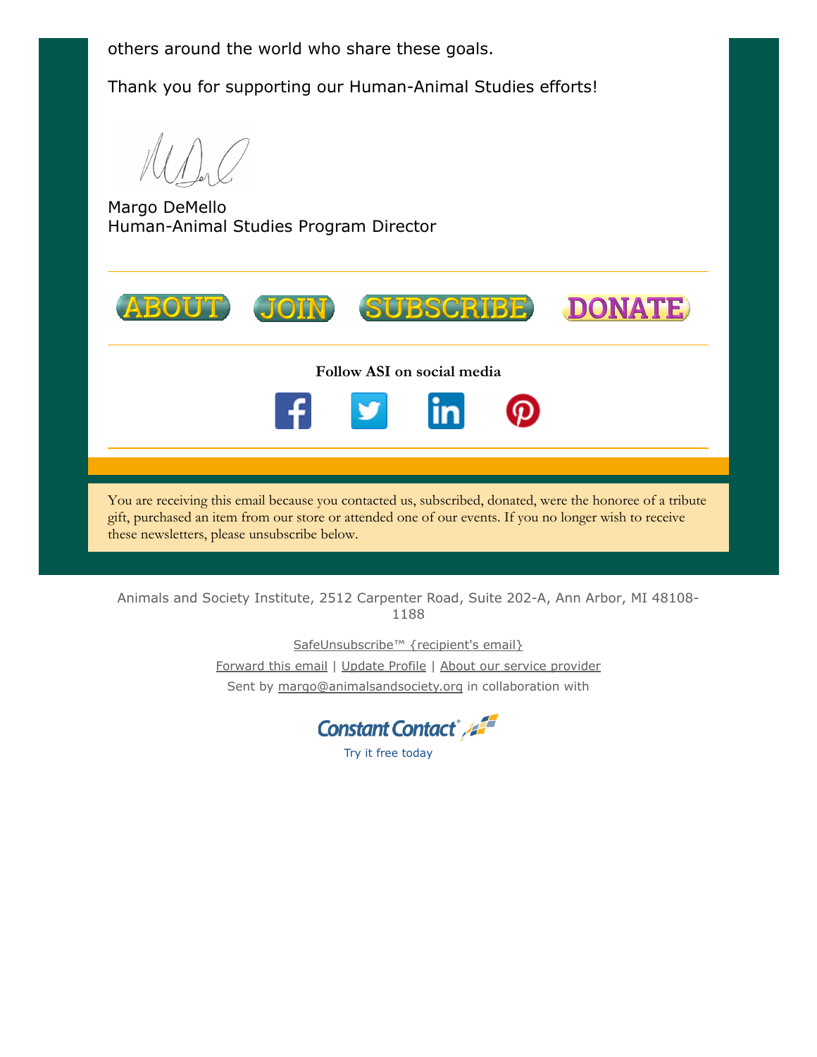others around the world who share these goals.

Thank you for supporting our Human-Animal Studies efforts!

Margo DeMello
Human-Animal Studies Program Director

ABOUT JOIN SUBSCRIBE DONATE

**Follow ASI on social media**

You are receiving this email because you contacted us, subscribed, donated, were the honoree of a tribute gift, purchased an item from our store or attended one of our events. If you no longer wish to receive these newsletters, please unsubscribe below.

Animals and Society Institute, 2512 Carpenter Road, Suite 202-A, Ann Arbor, MI 48108-1188

SafeUnsubscribe™ {recipient's email}

Forward this email | Update Profile | About our service provider

Sent by margo@animalsandsociety.org in collaboration with

Constant Contact

Try it free today